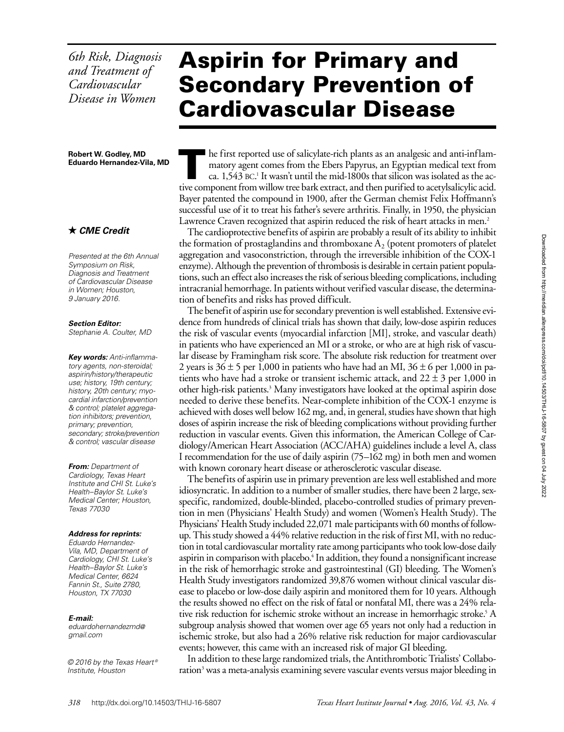*6th Risk, Diagnosis and Treatment of Cardiovascular Disease in Women*

# Aspirin for Primary and Secondary Prevention of Cardiovascular Disease

**Robert W. Godley, MD**
**Eduardo Hernandez-Vila, MD**

★ ***CME Credit***

*Presented at the 6th Annual Symposium on Risk, Diagnosis and Treatment of Cardiovascular Disease in Women; Houston, 9 January 2016.*

***Section Editor:***
*Stephanie A. Coulter, MD*

***Key words:*** *Anti-inflammatory agents, non-steroidal; aspirin/history/therapeutic use; history, 19th century; history, 20th century; myocardial infarction/prevention & control; platelet aggregation inhibitors; prevention, primary; prevention, secondary; stroke/prevention & control; vascular disease*

***From:*** *Department of Cardiology, Texas Heart Institute and CHI St. Luke's Health–Baylor St. Luke's Medical Center; Houston, Texas 77030*

***Address for reprints:***
*Eduardo Hernandez-Vila, MD, Department of Cardiology, CHI St. Luke's Health–Baylor St. Luke's Medical Center, 6624 Fannin St., Suite 2780, Houston, TX 77030*

***E-mail:***
*eduardohernandezmd@gmail.com*

*© 2016 by the Texas Heart® Institute, Houston*

The first reported use of salicylate-rich plants as an analgesic and anti-inflammatory agent comes from the Ebers Papyrus, an Egyptian medical text from ca. 1,543 BC.[1] It wasn't until the mid-1800s that silicon was isolated as the active component from willow tree bark extract, and then purified to acetylsalicylic acid. Bayer patented the compound in 1900, after the German chemist Felix Hoffmann's successful use of it to treat his father's severe arthritis. Finally, in 1950, the physician Lawrence Craven recognized that aspirin reduced the risk of heart attacks in men.[2]

The cardioprotective benefits of aspirin are probably a result of its ability to inhibit the formation of prostaglandins and thromboxane $A_2$ (potent promoters of platelet aggregation and vasoconstriction, through the irreversible inhibition of the COX-1 enzyme). Although the prevention of thrombosis is desirable in certain patient populations, such an effect also increases the risk of serious bleeding complications, including intracranial hemorrhage. In patients without verified vascular disease, the determination of benefits and risks has proved difficult.

The benefit of aspirin use for secondary prevention is well established. Extensive evidence from hundreds of clinical trials has shown that daily, low-dose aspirin reduces the risk of vascular events (myocardial infarction [MI], stroke, and vascular death) in patients who have experienced an MI or a stroke, or who are at high risk of vascular disease by Framingham risk score. The absolute risk reduction for treatment over 2 years is $36 \pm 5$ per 1,000 in patients who have had an MI, $36 \pm 6$ per 1,000 in patients who have had a stroke or transient ischemic attack, and $22 \pm 3$ per 1,000 in other high-risk patients.[3] Many investigators have looked at the optimal aspirin dose needed to derive these benefits. Near-complete inhibition of the COX-1 enzyme is achieved with doses well below 162 mg, and, in general, studies have shown that high doses of aspirin increase the risk of bleeding complications without providing further reduction in vascular events. Given this information, the American College of Cardiology/American Heart Association (ACC/AHA) guidelines include a level A, class I recommendation for the use of daily aspirin (75–162 mg) in both men and women with known coronary heart disease or atherosclerotic vascular disease.

The benefits of aspirin use in primary prevention are less well established and more idiosyncratic. In addition to a number of smaller studies, there have been 2 large, sex-specific, randomized, double-blinded, placebo-controlled studies of primary prevention in men (Physicians' Health Study) and women (Women's Health Study). The Physicians' Health Study included 22,071 male participants with 60 months of follow-up. This study showed a 44% relative reduction in the risk of first MI, with no reduction in total cardiovascular mortality rate among participants who took low-dose daily aspirin in comparison with placebo.[4] In addition, they found a nonsignificant increase in the risk of hemorrhagic stroke and gastrointestinal (GI) bleeding. The Women's Health Study investigators randomized 39,876 women without clinical vascular disease to placebo or low-dose daily aspirin and monitored them for 10 years. Although the results showed no effect on the risk of fatal or nonfatal MI, there was a 24% relative risk reduction for ischemic stroke without an increase in hemorrhagic stroke.[5] A subgroup analysis showed that women over age 65 years not only had a reduction in ischemic stroke, but also had a 26% relative risk reduction for major cardiovascular events; however, this came with an increased risk of major GI bleeding.

In addition to these large randomized trials, the Antithrombotic Trialists' Collaboration[3] was a meta-analysis examining severe vascular events versus major bleeding in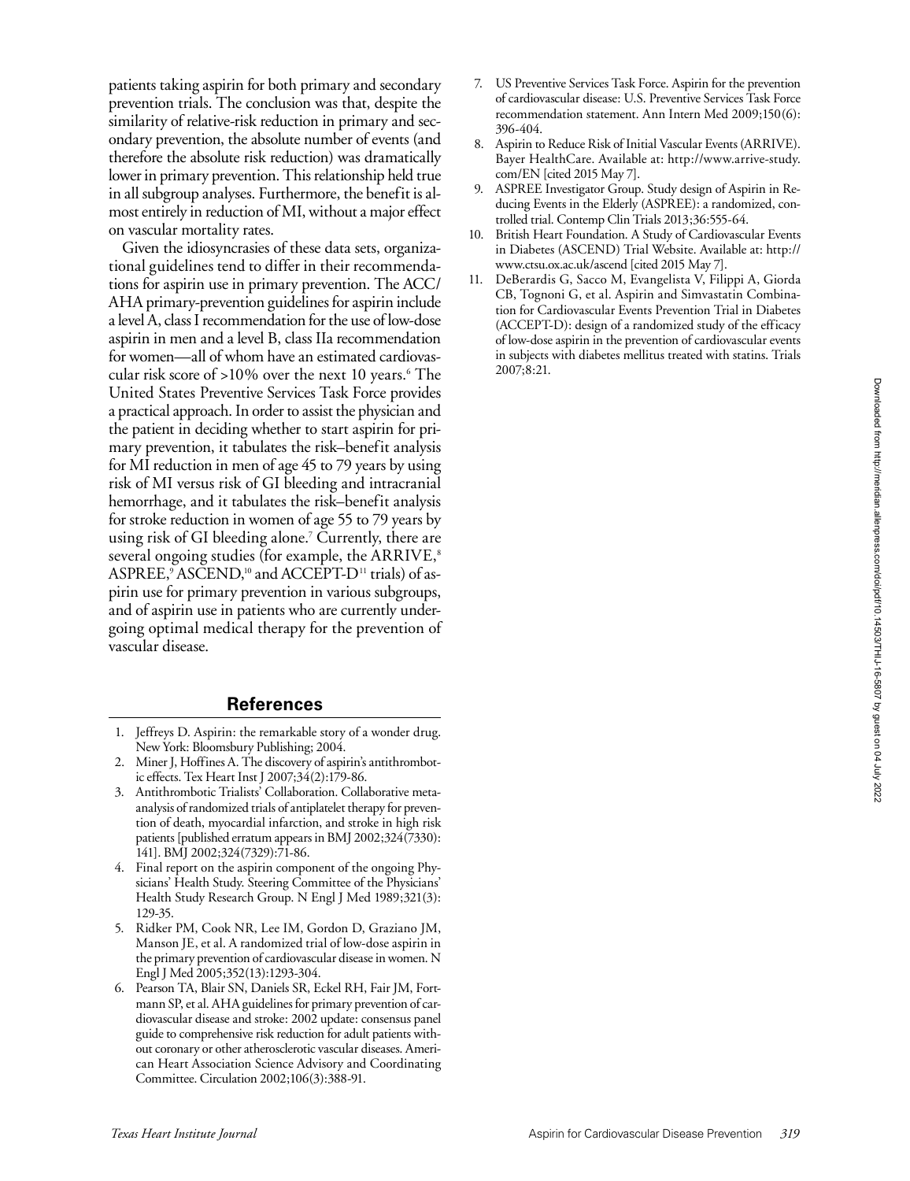patients taking aspirin for both primary and secondary prevention trials. The conclusion was that, despite the similarity of relative-risk reduction in primary and secondary prevention, the absolute number of events (and therefore the absolute risk reduction) was dramatically lower in primary prevention. This relationship held true in all subgroup analyses. Furthermore, the benefit is almost entirely in reduction of MI, without a major effect on vascular mortality rates.

Given the idiosyncrasies of these data sets, organizational guidelines tend to differ in their recommendations for aspirin use in primary prevention. The ACC/AHA primary-prevention guidelines for aspirin include a level A, class I recommendation for the use of low-dose aspirin in men and a level B, class IIa recommendation for women—all of whom have an estimated cardiovascular risk score of >10% over the next 10 years.[6] The United States Preventive Services Task Force provides a practical approach. In order to assist the physician and the patient in deciding whether to start aspirin for primary prevention, it tabulates the risk–benefit analysis for MI reduction in men of age 45 to 79 years by using risk of MI versus risk of GI bleeding and intracranial hemorrhage, and it tabulates the risk–benefit analysis for stroke reduction in women of age 55 to 79 years by using risk of GI bleeding alone.[7] Currently, there are several ongoing studies (for example, the ARRIVE,[8] ASPREE,[9] ASCEND,[10] and ACCEPT-D[11] trials) of aspirin use for primary prevention in various subgroups, and of aspirin use in patients who are currently undergoing optimal medical therapy for the prevention of vascular disease.

## References

1. Jeffreys D. Aspirin: the remarkable story of a wonder drug. New York: Bloomsbury Publishing; 2004.
2. Miner J, Hoffines A. The discovery of aspirin's antithrombotic effects. Tex Heart Inst J 2007;34(2):179-86.
3. Antithrombotic Trialists' Collaboration. Collaborative meta-analysis of randomized trials of antiplatelet therapy for prevention of death, myocardial infarction, and stroke in high risk patients [published erratum appears in BMJ 2002;324(7330):141]. BMJ 2002;324(7329):71-86.
4. Final report on the aspirin component of the ongoing Physicians' Health Study. Steering Committee of the Physicians' Health Study Research Group. N Engl J Med 1989;321(3):129-35.
5. Ridker PM, Cook NR, Lee IM, Gordon D, Graziano JM, Manson JE, et al. A randomized trial of low-dose aspirin in the primary prevention of cardiovascular disease in women. N Engl J Med 2005;352(13):1293-304.
6. Pearson TA, Blair SN, Daniels SR, Eckel RH, Fair JM, Fortmann SP, et al. AHA guidelines for primary prevention of cardiovascular disease and stroke: 2002 update: consensus panel guide to comprehensive risk reduction for adult patients without coronary or other atherosclerotic vascular diseases. American Heart Association Science Advisory and Coordinating Committee. Circulation 2002;106(3):388-91.
7. US Preventive Services Task Force. Aspirin for the prevention of cardiovascular disease: U.S. Preventive Services Task Force recommendation statement. Ann Intern Med 2009;150(6):396-404.
8. Aspirin to Reduce Risk of Initial Vascular Events (ARRIVE). Bayer HealthCare. Available at: http://www.arrive-study.com/EN [cited 2015 May 7].
9. ASPREE Investigator Group. Study design of Aspirin in Reducing Events in the Elderly (ASPREE): a randomized, controlled trial. Contemp Clin Trials 2013;36:555-64.
10. British Heart Foundation. A Study of Cardiovascular Events in Diabetes (ASCEND) Trial Website. Available at: http://www.ctsu.ox.ac.uk/ascend [cited 2015 May 7].
11. DeBerardis G, Sacco M, Evangelista V, Filippi A, Giorda CB, Tognoni G, et al. Aspirin and Simvastatin Combination for Cardiovascular Events Prevention Trial in Diabetes (ACCEPT-D): design of a randomized study of the efficacy of low-dose aspirin in the prevention of cardiovascular events in subjects with diabetes mellitus treated with statins. Trials 2007;8:21.